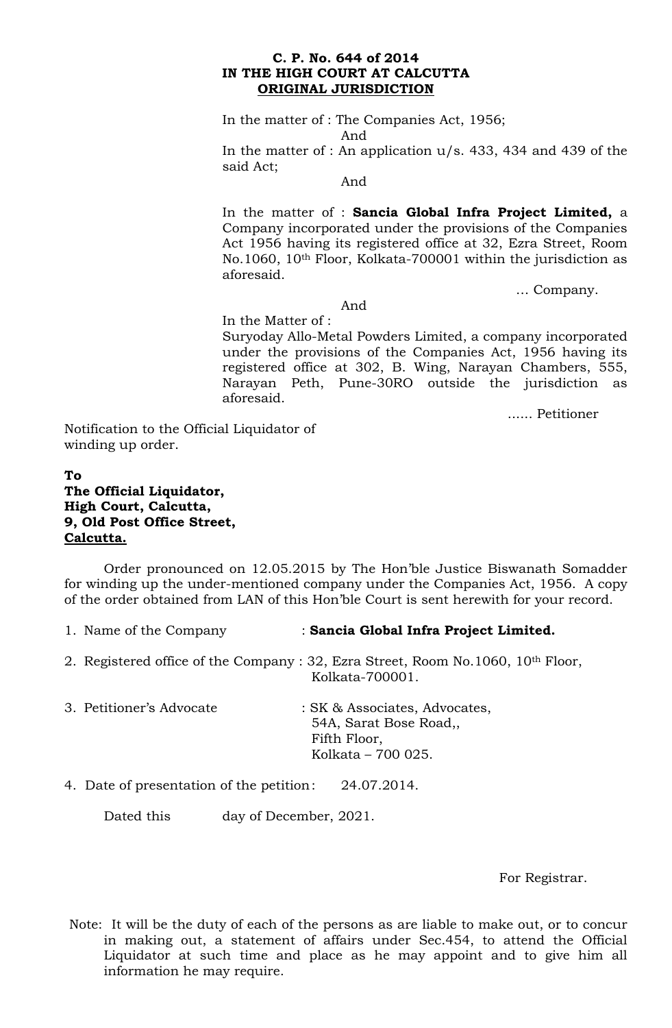**C. P. No. 644 of 2014**
**IN THE HIGH COURT AT CALCUTTA**
**ORIGINAL JURISDICTION**

In the matter of : The Companies Act, 1956;

And

In the matter of : An application u/s. 433, 434 and 439 of the said Act;

And

In the matter of : **Sancia Global Infra Project Limited,** a Company incorporated under the provisions of the Companies Act 1956 having its registered office at 32, Ezra Street, Room No.1060, 10th Floor, Kolkata-700001 within the jurisdiction as aforesaid.

… Company.

And

In the Matter of :
Suryoday Allo-Metal Powders Limited, a company incorporated under the provisions of the Companies Act, 1956 having its registered office at 302, B. Wing, Narayan Chambers, 555, Narayan Peth, Pune-30RO outside the jurisdiction as aforesaid.

…… Petitioner

Notification to the Official Liquidator of winding up order.

**To**
**The Official Liquidator,**
**High Court, Calcutta,**
**9, Old Post Office Street,**
**Calcutta.**

Order pronounced on 12.05.2015 by The Hon'ble Justice Biswanath Somadder for winding up the under-mentioned company under the Companies Act, 1956. A copy of the order obtained from LAN of this Hon'ble Court is sent herewith for your record.

1. Name of the Company : **Sancia Global Infra Project Limited.**
2. Registered office of the Company : 32, Ezra Street, Room No.1060, 10th Floor, Kolkata-700001.
3. Petitioner's Advocate : SK & Associates, Advocates, 54A, Sarat Bose Road,, Fifth Floor, Kolkata – 700 025.
4. Date of presentation of the petition : 24.07.2014.

Dated this day of December, 2021.

For Registrar.

Note: It will be the duty of each of the persons as are liable to make out, or to concur in making out, a statement of affairs under Sec.454, to attend the Official Liquidator at such time and place as he may appoint and to give him all information he may require.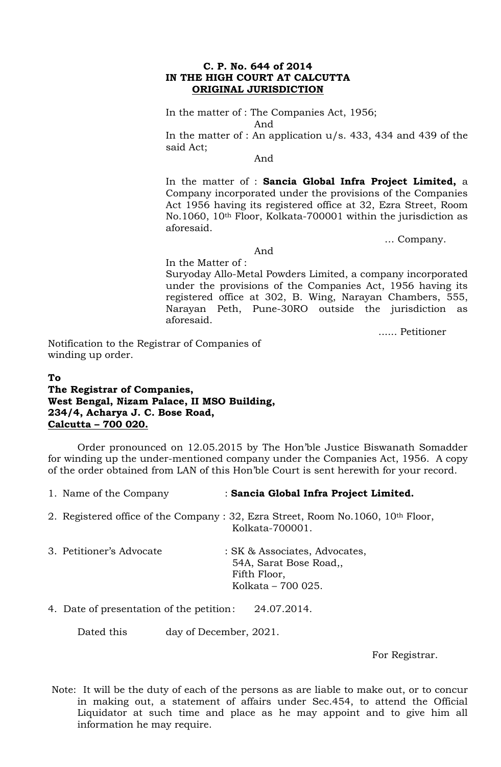**C. P. No. 644 of 2014**
**IN THE HIGH COURT AT CALCUTTA**
**ORIGINAL JURISDICTION**

In the matter of : The Companies Act, 1956;

And

In the matter of : An application u/s. 433, 434 and 439 of the said Act;

And

In the matter of : **Sancia Global Infra Project Limited,** a Company incorporated under the provisions of the Companies Act 1956 having its registered office at 32, Ezra Street, Room No.1060, 10th Floor, Kolkata-700001 within the jurisdiction as aforesaid.

… Company.

And

In the Matter of :
Suryoday Allo-Metal Powders Limited, a company incorporated under the provisions of the Companies Act, 1956 having its registered office at 302, B. Wing, Narayan Chambers, 555, Narayan Peth, Pune-30RO outside the jurisdiction as aforesaid.

...... Petitioner

Notification to the Registrar of Companies of winding up order.

**To**
**The Registrar of Companies,**
**West Bengal, Nizam Palace, II MSO Building,**
**234/4, Acharya J. C. Bose Road,**
**Calcutta – 700 020.**

Order pronounced on 12.05.2015 by The Hon'ble Justice Biswanath Somadder for winding up the under-mentioned company under the Companies Act, 1956. A copy of the order obtained from LAN of this Hon'ble Court is sent herewith for your record.

1. Name of the Company : **Sancia Global Infra Project Limited.**
2. Registered office of the Company : 32, Ezra Street, Room No.1060, 10th Floor, Kolkata-700001.
3. Petitioner's Advocate : SK & Associates, Advocates, 54A, Sarat Bose Road,, Fifth Floor, Kolkata – 700 025.
4. Date of presentation of the petition : 24.07.2014.

Dated this day of December, 2021.

For Registrar.

Note: It will be the duty of each of the persons as are liable to make out, or to concur in making out, a statement of affairs under Sec.454, to attend the Official Liquidator at such time and place as he may appoint and to give him all information he may require.